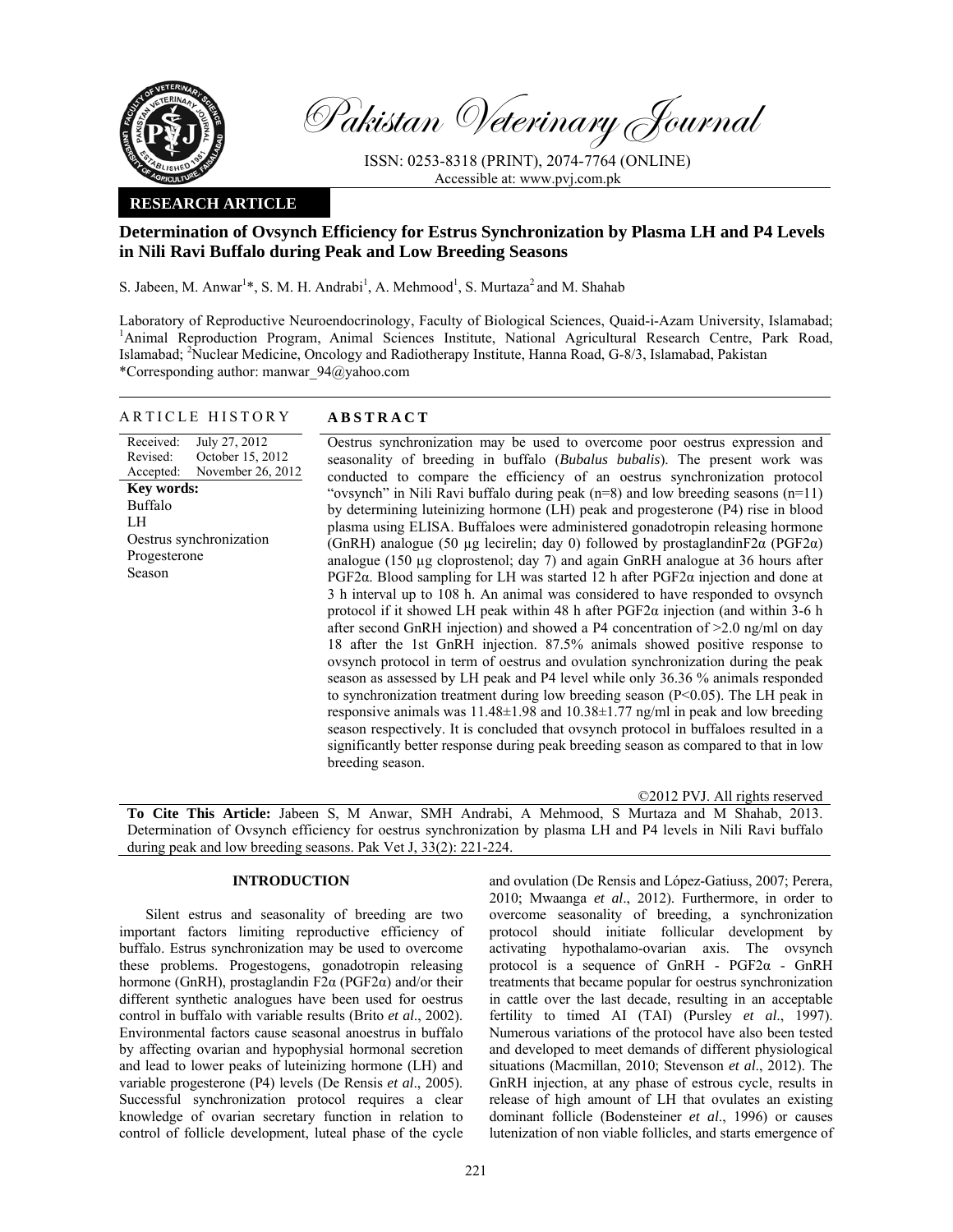Pakistan Veterinary Journal

ISSN: 0253-8318 (PRINT), 2074-7764 (ONLINE)
Accessible at: www.pvj.com.pk

**RESEARCH ARTICLE**

# Determination of Ovsynch Efficiency for Estrus Synchronization by Plasma LH and P4 Levels in Nili Ravi Buffalo during Peak and Low Breeding Seasons

S. Jabeen, M. Anwar[1]*, S. M. H. Andrabi[1], A. Mehmood[1], S. Murtaza[2] and M. Shahab

Laboratory of Reproductive Neuroendocrinology, Faculty of Biological Sciences, Quaid-i-Azam University, Islamabad; [1]Animal Reproduction Program, Animal Sciences Institute, National Agricultural Research Centre, Park Road, Islamabad; [2]Nuclear Medicine, Oncology and Radiotherapy Institute, Hanna Road, G-8/3, Islamabad, Pakistan
*Corresponding author: manwar_94@yahoo.com

## ARTICLE HISTORY

Received: July 27, 2012
Revised: October 15, 2012
Accepted: November 26, 2012

**Key words:**
Buffalo
LH
Oestrus synchronization
Progesterone
Season

## ABSTRACT

Oestrus synchronization may be used to overcome poor oestrus expression and seasonality of breeding in buffalo (*Bubalus bubalis*). The present work was conducted to compare the efficiency of an oestrus synchronization protocol "ovsynch" in Nili Ravi buffalo during peak (n=8) and low breeding seasons (n=11) by determining luteinizing hormone (LH) peak and progesterone (P4) rise in blood plasma using ELISA. Buffaloes were administered gonadotropin releasing hormone (GnRH) analogue (50 µg lecirelin; day 0) followed by prostaglandinF2α (PGF2α) analogue (150 µg cloprostenol; day 7) and again GnRH analogue at 36 hours after PGF2α. Blood sampling for LH was started 12 h after PGF2α injection and done at 3 h interval up to 108 h. An animal was considered to have responded to ovsynch protocol if it showed LH peak within 48 h after PGF2α injection (and within 3-6 h after second GnRH injection) and showed a P4 concentration of >2.0 ng/ml on day 18 after the 1st GnRH injection. 87.5% animals showed positive response to ovsynch protocol in term of oestrus and ovulation synchronization during the peak season as assessed by LH peak and P4 level while only 36.36 % animals responded to synchronization treatment during low breeding season ($P<0.05$). The LH peak in responsive animals was 11.48±1.98 and 10.38±1.77 ng/ml in peak and low breeding season respectively. It is concluded that ovsynch protocol in buffaloes resulted in a significantly better response during peak breeding season as compared to that in low breeding season.

©2012 PVJ. All rights reserved

**To Cite This Article:** Jabeen S, M Anwar, SMH Andrabi, A Mehmood, S Murtaza and M Shahab, 2013. Determination of Ovsynch efficiency for oestrus synchronization by plasma LH and P4 levels in Nili Ravi buffalo during peak and low breeding seasons. Pak Vet J, 33(2): 221-224.

## INTRODUCTION

Silent estrus and seasonality of breeding are two important factors limiting reproductive efficiency of buffalo. Estrus synchronization may be used to overcome these problems. Progestogens, gonadotropin releasing hormone (GnRH), prostaglandin F2α (PGF2α) and/or their different synthetic analogues have been used for oestrus control in buffalo with variable results (Brito *et al*., 2002). Environmental factors cause seasonal anoestrus in buffalo by affecting ovarian and hypophysial hormonal secretion and lead to lower peaks of luteinizing hormone (LH) and variable progesterone (P4) levels (De Rensis *et al*., 2005). Successful synchronization protocol requires a clear knowledge of ovarian secretary function in relation to control of follicle development, luteal phase of the cycle and ovulation (De Rensis and López-Gatiuss, 2007; Perera, 2010; Mwaanga *et al*., 2012). Furthermore, in order to overcome seasonality of breeding, a synchronization protocol should initiate follicular development by activating hypothalamo-ovarian axis. The ovsynch protocol is a sequence of GnRH - PGF2α - GnRH treatments that became popular for oestrus synchronization in cattle over the last decade, resulting in an acceptable fertility to timed AI (TAI) (Pursley *et al*., 1997). Numerous variations of the protocol have also been tested and developed to meet demands of different physiological situations (Macmillan, 2010; Stevenson *et al*., 2012). The GnRH injection, at any phase of estrous cycle, results in release of high amount of LH that ovulates an existing dominant follicle (Bodensteiner *et al*., 1996) or causes lutenization of non viable follicles, and starts emergence of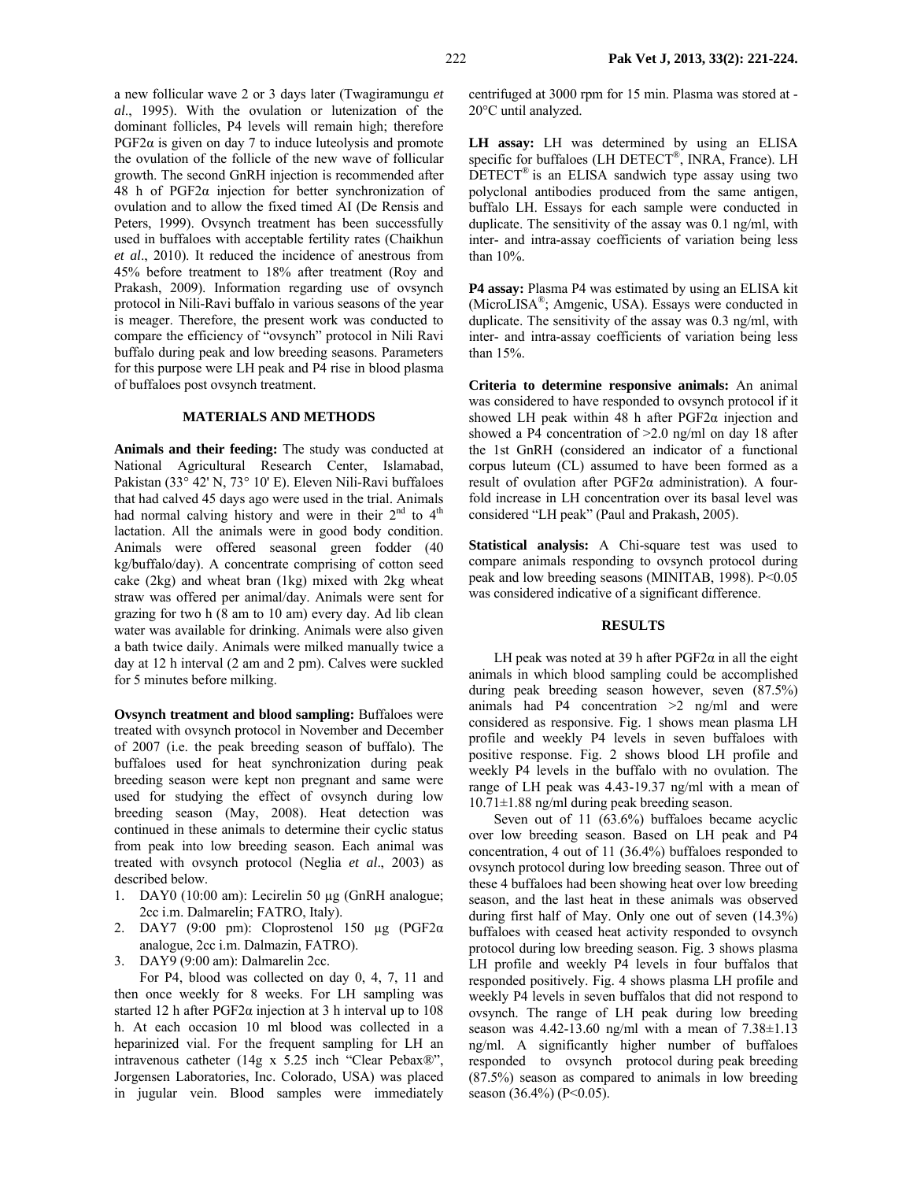a new follicular wave 2 or 3 days later (Twagiramungu *et al*., 1995). With the ovulation or lutenization of the dominant follicles, P4 levels will remain high; therefore $PGF2\alpha$ is given on day 7 to induce luteolysis and promote the ovulation of the follicle of the new wave of follicular growth. The second GnRH injection is recommended after 48 h of $PGF2\alpha$ injection for better synchronization of ovulation and to allow the fixed timed AI (De Rensis and Peters, 1999). Ovsynch treatment has been successfully used in buffaloes with acceptable fertility rates (Chaikhun *et al*., 2010). It reduced the incidence of anestrous from 45% before treatment to 18% after treatment (Roy and Prakash, 2009). Information regarding use of ovsynch protocol in Nili-Ravi buffalo in various seasons of the year is meager. Therefore, the present work was conducted to compare the efficiency of "ovsynch" protocol in Nili Ravi buffalo during peak and low breeding seasons. Parameters for this purpose were LH peak and P4 rise in blood plasma of buffaloes post ovsynch treatment.

## MATERIALS AND METHODS

**Animals and their feeding:** The study was conducted at National Agricultural Research Center, Islamabad, Pakistan (33° 42' N, 73° 10' E). Eleven Nili-Ravi buffaloes that had calved 45 days ago were used in the trial. Animals had normal calving history and were in their 2nd to 4th lactation. All the animals were in good body condition. Animals were offered seasonal green fodder (40 kg/buffalo/day). A concentrate comprising of cotton seed cake (2kg) and wheat bran (1kg) mixed with 2kg wheat straw was offered per animal/day. Animals were sent for grazing for two h (8 am to 10 am) every day. Ad lib clean water was available for drinking. Animals were also given a bath twice daily. Animals were milked manually twice a day at 12 h interval (2 am and 2 pm). Calves were suckled for 5 minutes before milking.

**Ovsynch treatment and blood sampling:** Buffaloes were treated with ovsynch protocol in November and December of 2007 (i.e. the peak breeding season of buffalo). The buffaloes used for heat synchronization during peak breeding season were kept non pregnant and same were used for studying the effect of ovsynch during low breeding season (May, 2008). Heat detection was continued in these animals to determine their cyclic status from peak into low breeding season. Each animal was treated with ovsynch protocol (Neglia *et al*., 2003) as described below.

1. DAY0 (10:00 am): Lecirelin 50 µg (GnRH analogue; 2cc i.m. Dalmarelin; FATRO, Italy).
2. DAY7 (9:00 pm): Cloprostenol 150 µg ($PGF2\alpha$ analogue, 2cc i.m. Dalmazin, FATRO).
3. DAY9 (9:00 am): Dalmarelin 2cc.

For P4, blood was collected on day 0, 4, 7, 11 and then once weekly for 8 weeks. For LH sampling was started 12 h after $PGF2\alpha$ injection at 3 h interval up to 108 h. At each occasion 10 ml blood was collected in a heparinized vial. For the frequent sampling for LH an intravenous catheter (14g x 5.25 inch "Clear Pebax®", Jorgensen Laboratories, Inc. Colorado, USA) was placed in jugular vein. Blood samples were immediately centrifuged at 3000 rpm for 15 min. Plasma was stored at -20°C until analyzed.

**LH assay:** LH was determined by using an ELISA specific for buffaloes (LH DETECT®, INRA, France). LH DETECT® is an ELISA sandwich type assay using two polyclonal antibodies produced from the same antigen, buffalo LH. Essays for each sample were conducted in duplicate. The sensitivity of the assay was 0.1 ng/ml, with inter- and intra-assay coefficients of variation being less than 10%.

**P4 assay:** Plasma P4 was estimated by using an ELISA kit (MicroLISA®; Amgenic, USA). Essays were conducted in duplicate. The sensitivity of the assay was 0.3 ng/ml, with inter- and intra-assay coefficients of variation being less than 15%.

**Criteria to determine responsive animals:** An animal was considered to have responded to ovsynch protocol if it showed LH peak within 48 h after $PGF2\alpha$ injection and showed a P4 concentration of >2.0 ng/ml on day 18 after the 1st GnRH (considered an indicator of a functional corpus luteum (CL) assumed to have been formed as a result of ovulation after $PGF2\alpha$ administration). A four-fold increase in LH concentration over its basal level was considered "LH peak" (Paul and Prakash, 2005).

**Statistical analysis:** A Chi-square test was used to compare animals responding to ovsynch protocol during peak and low breeding seasons (MINITAB, 1998). $P<0.05$ was considered indicative of a significant difference.

## RESULTS

LH peak was noted at 39 h after $PGF2\alpha$ in all the eight animals in which blood sampling could be accomplished during peak breeding season however, seven (87.5%) animals had P4 concentration >2 ng/ml and were considered as responsive. Fig. 1 shows mean plasma LH profile and weekly P4 levels in seven buffaloes with positive response. Fig. 2 shows blood LH profile and weekly P4 levels in the buffalo with no ovulation. The range of LH peak was 4.43-19.37 ng/ml with a mean of 10.71±1.88 ng/ml during peak breeding season.

Seven out of 11 (63.6%) buffaloes became acyclic over low breeding season. Based on LH peak and P4 concentration, 4 out of 11 (36.4%) buffaloes responded to ovsynch protocol during low breeding season. Three out of these 4 buffaloes had been showing heat over low breeding season, and the last heat in these animals was observed during first half of May. Only one out of seven (14.3%) buffaloes with ceased heat activity responded to ovsynch protocol during low breeding season. Fig. 3 shows plasma LH profile and weekly P4 levels in four buffalos that responded positively. Fig. 4 shows plasma LH profile and weekly P4 levels in seven buffalos that did not respond to ovsynch. The range of LH peak during low breeding season was 4.42-13.60 ng/ml with a mean of 7.38±1.13 ng/ml. A significantly higher number of buffaloes responded to ovsynch protocol during peak breeding (87.5%) season as compared to animals in low breeding season (36.4%) ($P<0.05$).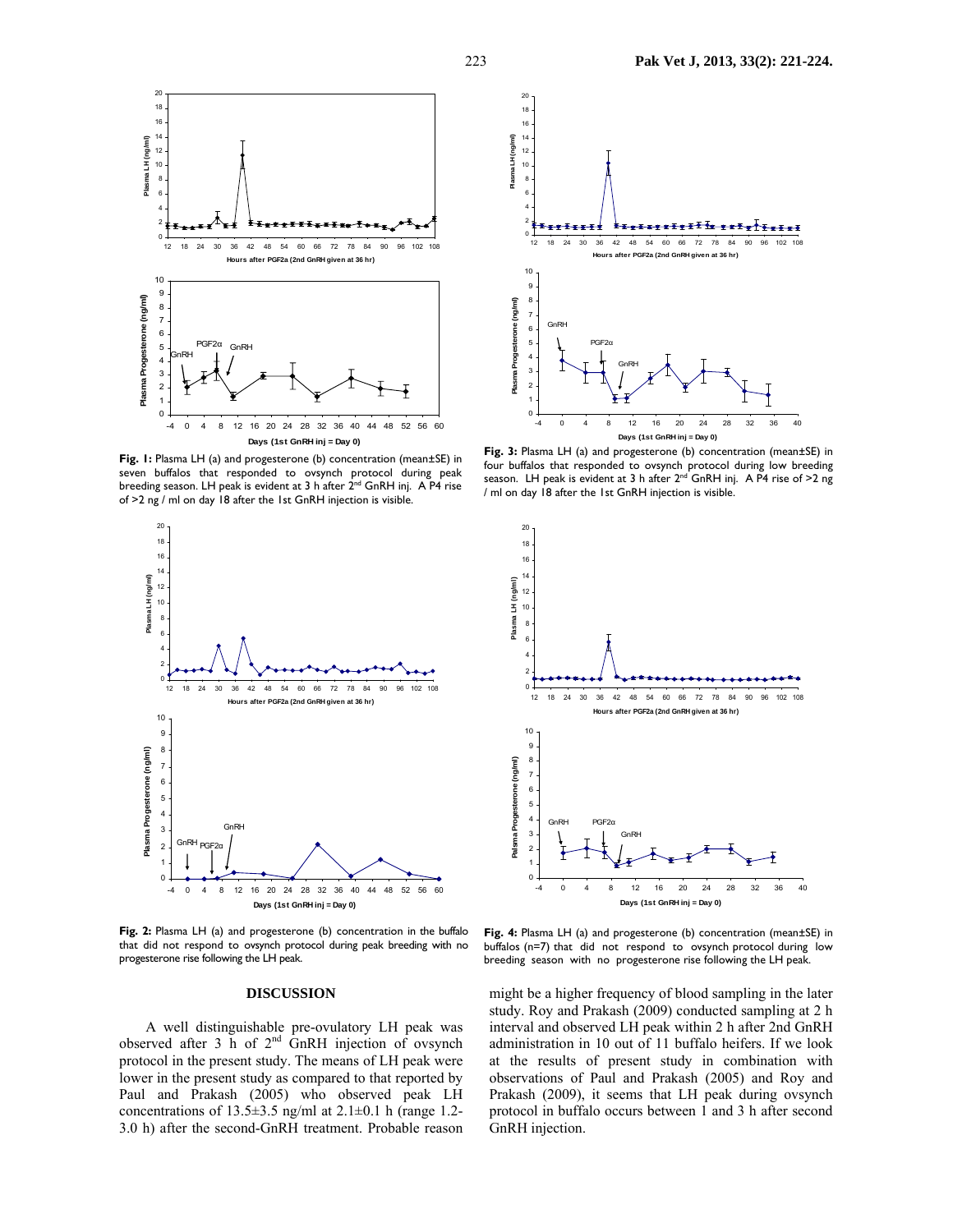**Fig. 1:** Plasma LH (a) and progesterone (b) concentration (mean±SE) in seven buffalos that responded to ovsynch protocol during peak breeding season. LH peak is evident at 3 h after 2[nd] GnRH inj. A P4 rise of >2 ng / ml on day 18 after the 1st GnRH injection is visible.

**Fig. 2:** Plasma LH (a) and progesterone (b) concentration in the buffalo that did not respond to ovsynch protocol during peak breeding with no progesterone rise following the LH peak.

**Fig. 3:** Plasma LH (a) and progesterone (b) concentration (mean±SE) in four buffalos that responded to ovsynch protocol during low breeding season. LH peak is evident at 3 h after 2[nd] GnRH inj. A P4 rise of >2 ng / ml on day 18 after the 1st GnRH injection is visible.

**Fig. 4:** Plasma LH (a) and progesterone (b) concentration (mean±SE) in buffalos (n=7) that did not respond to ovsynch protocol during low breeding season with no progesterone rise following the LH peak.

## DISCUSSION

A well distinguishable pre-ovulatory LH peak was observed after 3 h of 2[nd] GnRH injection of ovsynch protocol in the present study. The means of LH peak were lower in the present study as compared to that reported by Paul and Prakash (2005) who observed peak LH concentrations of 13.5±3.5 ng/ml at 2.1±0.1 h (range 1.2-3.0 h) after the second-GnRH treatment. Probable reason might be a higher frequency of blood sampling in the later study. Roy and Prakash (2009) conducted sampling at 2 h interval and observed LH peak within 2 h after 2nd GnRH administration in 10 out of 11 buffalo heifers. If we look at the results of present study in combination with observations of Paul and Prakash (2005) and Roy and Prakash (2009), it seems that LH peak during ovsynch protocol in buffalo occurs between 1 and 3 h after second GnRH injection.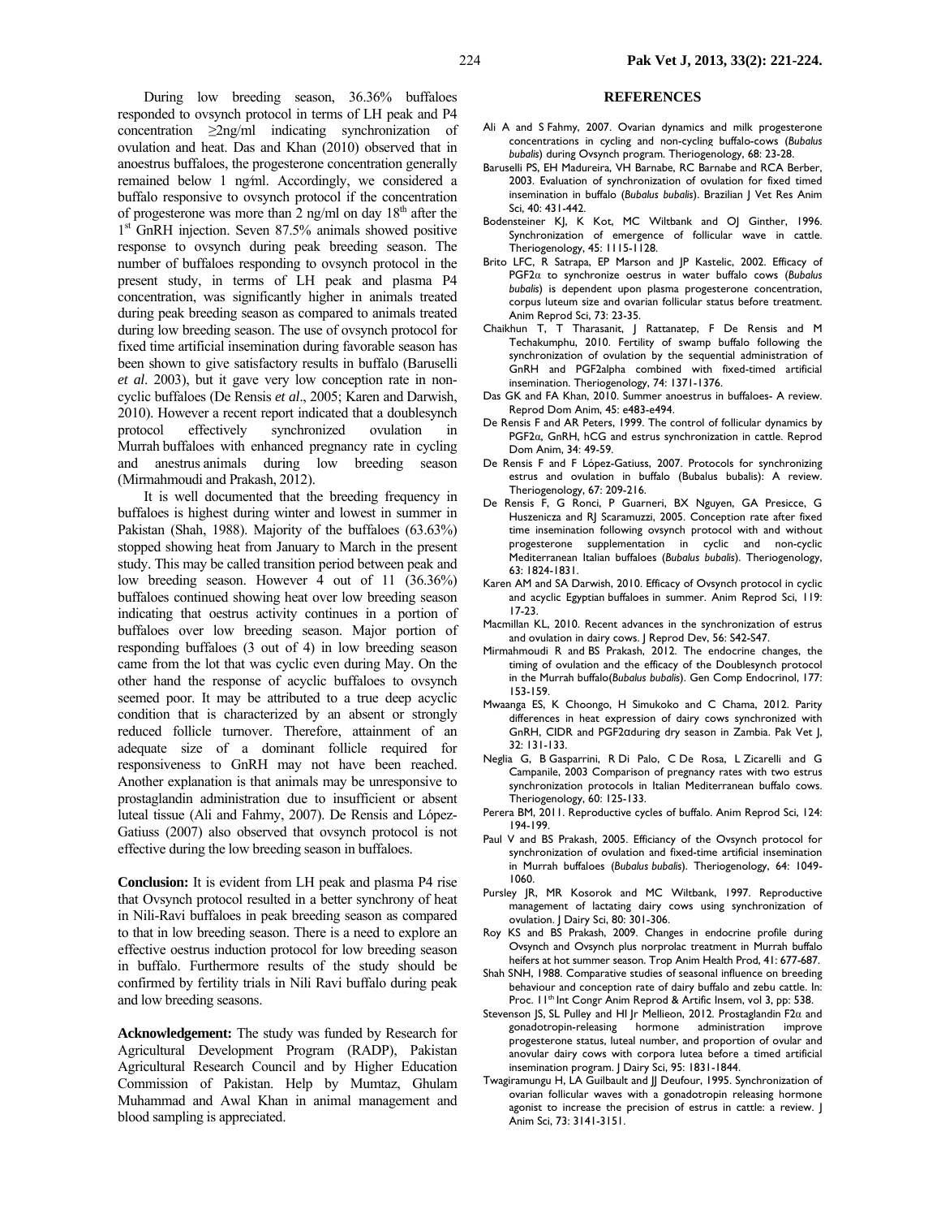During low breeding season, 36.36% buffaloes responded to ovsynch protocol in terms of LH peak and P4 concentration ≥2ng/ml indicating synchronization of ovulation and heat. Das and Khan (2010) observed that in anoestrus buffaloes, the progesterone concentration generally remained below 1 ng/ml. Accordingly, we considered a buffalo responsive to ovsynch protocol if the concentration of progesterone was more than 2 ng/ml on day 18th after the 1st GnRH injection. Seven 87.5% animals showed positive response to ovsynch during peak breeding season. The number of buffaloes responding to ovsynch protocol in the present study, in terms of LH peak and plasma P4 concentration, was significantly higher in animals treated during peak breeding season as compared to animals treated during low breeding season. The use of ovsynch protocol for fixed time artificial insemination during favorable season has been shown to give satisfactory results in buffalo (Baruselli *et al*. 2003), but it gave very low conception rate in non-cyclic buffaloes (De Rensis *et al*., 2005; Karen and Darwish, 2010). However a recent report indicated that a doublesynch protocol effectively synchronized ovulation in Murrah buffaloes with enhanced pregnancy rate in cycling and anestrus animals during low breeding season (Mirmahmoudi and Prakash, 2012).

It is well documented that the breeding frequency in buffaloes is highest during winter and lowest in summer in Pakistan (Shah, 1988). Majority of the buffaloes (63.63%) stopped showing heat from January to March in the present study. This may be called transition period between peak and low breeding season. However 4 out of 11 (36.36%) buffaloes continued showing heat over low breeding season indicating that oestrus activity continues in a portion of buffaloes over low breeding season. Major portion of responding buffaloes (3 out of 4) in low breeding season came from the lot that was cyclic even during May. On the other hand the response of acyclic buffaloes to ovsynch seemed poor. It may be attributed to a true deep acyclic condition that is characterized by an absent or strongly reduced follicle turnover. Therefore, attainment of an adequate size of a dominant follicle required for responsiveness to GnRH may not have been reached. Another explanation is that animals may be unresponsive to prostaglandin administration due to insufficient or absent luteal tissue (Ali and Fahmy, 2007). De Rensis and López-Gatiuss (2007) also observed that ovsynch protocol is not effective during the low breeding season in buffaloes.

**Conclusion:** It is evident from LH peak and plasma P4 rise that Ovsynch protocol resulted in a better synchrony of heat in Nili-Ravi buffaloes in peak breeding season as compared to that in low breeding season. There is a need to explore an effective oestrus induction protocol for low breeding season in buffalo. Furthermore results of the study should be confirmed by fertility trials in Nili Ravi buffalo during peak and low breeding seasons.

**Acknowledgement:** The study was funded by Research for Agricultural Development Program (RADP), Pakistan Agricultural Research Council and by Higher Education Commission of Pakistan. Help by Mumtaz, Ghulam Muhammad and Awal Khan in animal management and blood sampling is appreciated.

## REFERENCES

Ali A and S Fahmy, 2007. Ovarian dynamics and milk progesterone concentrations in cycling and non-cycling buffalo-cows (*Bubalus bubalis*) during Ovsynch program. Theriogenology, 68: 23-28.

Baruselli PS, EH Madureira, VH Barnabe, RC Barnabe and RCA Berber, 2003. Evaluation of synchronization of ovulation for fixed timed insemination in buffalo (*Bubalus bubalis*). Brazilian J Vet Res Anim Sci, 40: 431-442.

Bodensteiner KJ, K Kot, MC Wiltbank and OJ Ginther, 1996. Synchronization of emergence of follicular wave in cattle. Theriogenology, 45: 1115-1128.

Brito LFC, R Satrapa, EP Marson and JP Kastelic, 2002. Efficacy of PGF2α to synchronize oestrus in water buffalo cows (*Bubalus bubalis*) is dependent upon plasma progesterone concentration, corpus luteum size and ovarian follicular status before treatment. Anim Reprod Sci, 73: 23-35.

Chaikhun T, T Tharasanit, J Rattanatep, F De Rensis and M Techakumphu, 2010. Fertility of swamp buffalo following the synchronization of ovulation by the sequential administration of GnRH and PGF2alpha combined with fixed-timed artificial insemination. Theriogenology, 74: 1371-1376.

Das GK and FA Khan, 2010. Summer anoestrus in buffaloes- A review. Reprod Dom Anim, 45: e483-e494.

De Rensis F and AR Peters, 1999. The control of follicular dynamics by PGF2α, GnRH, hCG and estrus synchronization in cattle. Reprod Dom Anim, 34: 49-59.

De Rensis F and F López-Gatiuss, 2007. Protocols for synchronizing estrus and ovulation in buffalo (Bubalus bubalis): A review. Theriogenology, 67: 209-216.

De Rensis F, G Ronci, P Guarneri, BX Nguyen, GA Presicce, G Huszenicza and RJ Scaramuzzi, 2005. Conception rate after fixed time insemination following ovsynch protocol with and without progesterone supplementation in cyclic and non-cyclic Mediterranean Italian buffaloes (*Bubalus bubalis*). Theriogenology, 63: 1824-1831.

Karen AM and SA Darwish, 2010. Efficacy of Ovsynch protocol in cyclic and acyclic Egyptian buffaloes in summer. Anim Reprod Sci, 119: 17-23.

Macmillan KL, 2010. Recent advances in the synchronization of estrus and ovulation in dairy cows. J Reprod Dev, 56: S42-S47.

Mirmahmoudi R and BS Prakash, 2012. The endocrine changes, the timing of ovulation and the efficacy of the Doublesynch protocol in the Murrah buffalo(*Bubalus bubalis*). Gen Comp Endocrinol, 177: 153-159.

Mwaanga ES, K Choongo, H Simukoko and C Chama, 2012. Parity differences in heat expression of dairy cows synchronized with GnRH, CIDR and PGF2αduring dry season in Zambia. Pak Vet J, 32: 131-133.

Neglia G, B Gasparrini, R Di Palo, C De Rosa, L Zicarelli and G Campanile, 2003 Comparison of pregnancy rates with two estrus synchronization protocols in Italian Mediterranean buffalo cows. Theriogenology, 60: 125-133.

Perera BM, 2011. Reproductive cycles of buffalo. Anim Reprod Sci, 124: 194-199.

Paul V and BS Prakash, 2005. Efficiancy of the Ovsynch protocol for synchronization of ovulation and fixed-time artificial insemination in Murrah buffaloes (*Bubalus bubalis*). Theriogenology, 64: 1049-1060.

Pursley JR, MR Kosorok and MC Wiltbank, 1997. Reproductive management of lactating dairy cows using synchronization of ovulation. J Dairy Sci, 80: 301-306.

Roy KS and BS Prakash, 2009. Changes in endocrine profile during Ovsynch and Ovsynch plus norprolac treatment in Murrah buffalo heifers at hot summer season. Trop Anim Health Prod, 41: 677-687.

Shah SNH, 1988. Comparative studies of seasonal influence on breeding behaviour and conception rate of dairy buffalo and zebu cattle. In: Proc. 11th Int Congr Anim Reprod & Artific Insem, vol 3, pp: 538.

Stevenson JS, SL Pulley and HI Jr Mellieon, 2012. Prostaglandin F2α and gonadotropin-releasing hormone administration improve progesterone status, luteal number, and proportion of ovular and anovular dairy cows with corpora lutea before a timed artificial insemination program. J Dairy Sci, 95: 1831-1844.

Twagiramungu H, LA Guilbault and JJ Deufour, 1995. Synchronization of ovarian follicular waves with a gonadotropin releasing hormone agonist to increase the precision of estrus in cattle: a review. J Anim Sci, 73: 3141-3151.